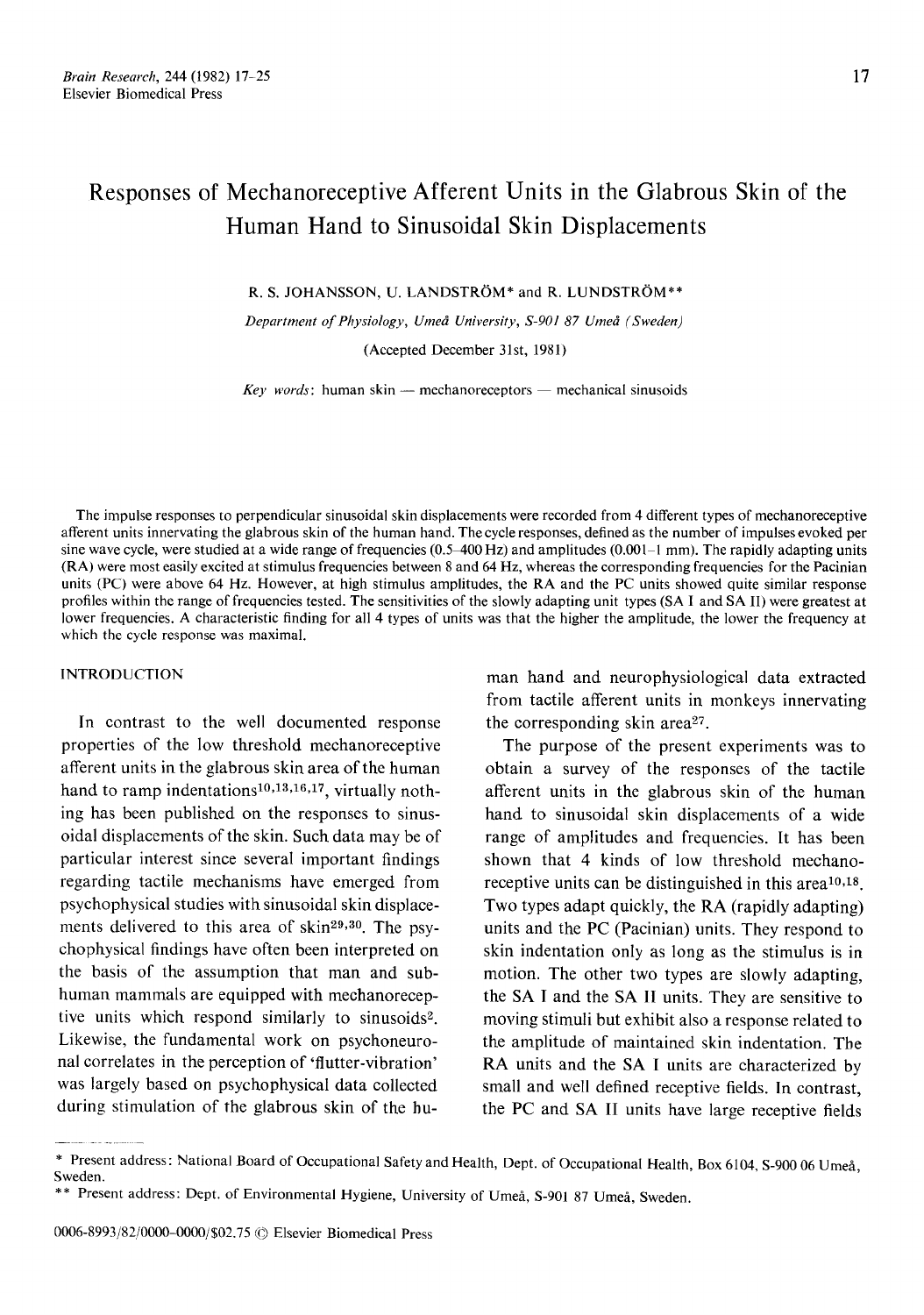# Responses of Mechanoreceptive Afferent Units in the Glabrous Skin of the Human Hand to Sinusoidal Skin Displacements

R. S. JOHANSSON, U. LANDSTRÖM* and R. LUNDSTRÖM**

*Department of Physiology, Umeå University, S-901 87 Umeå (Sweden)*

(Accepted December 31st, 1981)

*Key words*: human skin — mechanoreceptors — mechanical sinusoids

The impulse responses to perpendicular sinusoidal skin displacements were recorded from 4 different types of mechanoreceptive afferent units innervating the glabrous skin of the human hand. The cycle responses, defined as the number of impulses evoked per sine wave cycle, were studied at a wide range of frequencies (0.5–400 Hz) and amplitudes (0.001–1 mm). The rapidly adapting units (RA) were most easily excited at stimulus frequencies between 8 and 64 Hz, whereas the corresponding frequencies for the Pacinian units (PC) were above 64 Hz. However, at high stimulus amplitudes, the RA and the PC units showed quite similar response profiles within the range of frequencies tested. The sensitivities of the slowly adapting unit types (SA I and SA II) were greatest at lower frequencies. A characteristic finding for all 4 types of units was that the higher the amplitude, the lower the frequency at which the cycle response was maximal.

## INTRODUCTION

In contrast to the well documented response properties of the low threshold mechanoreceptive afferent units in the glabrous skin area of the human hand to ramp indentations[10,13,16,17], virtually nothing has been published on the responses to sinusoidal displacements of the skin. Such data may be of particular interest since several important findings regarding tactile mechanisms have emerged from psychophysical studies with sinusoidal skin displacements delivered to this area of skin[29,30]. The psychophysical findings have often been interpreted on the basis of the assumption that man and subhuman mammals are equipped with mechanoreceptive units which respond similarly to sinusoids[2]. Likewise, the fundamental work on psychoneuronal correlates in the perception of 'flutter-vibration' was largely based on psychophysical data collected during stimulation of the glabrous skin of the human hand and neurophysiological data extracted from tactile afferent units in monkeys innervating the corresponding skin area[27].

The purpose of the present experiments was to obtain a survey of the responses of the tactile afferent units in the glabrous skin of the human hand to sinusoidal skin displacements of a wide range of amplitudes and frequencies. It has been shown that 4 kinds of low threshold mechanoreceptive units can be distinguished in this area[10,18]. Two types adapt quickly, the RA (rapidly adapting) units and the PC (Pacinian) units. They respond to skin indentation only as long as the stimulus is in motion. The other two types are slowly adapting, the SA I and the SA II units. They are sensitive to moving stimuli but exhibit also a response related to the amplitude of maintained skin indentation. The RA units and the SA I units are characterized by small and well defined receptive fields. In contrast, the PC and SA II units have large receptive fields

---

\* Present address: National Board of Occupational Safety and Health, Dept. of Occupational Health, Box 6104, S-900 06 Umeå, Sweden.

\*\* Present address: Dept. of Environmental Hygiene, University of Umeå, S-901 87 Umeå, Sweden.

0006-8993/82/0000–0000/$02.75 © Elsevier Biomedical Press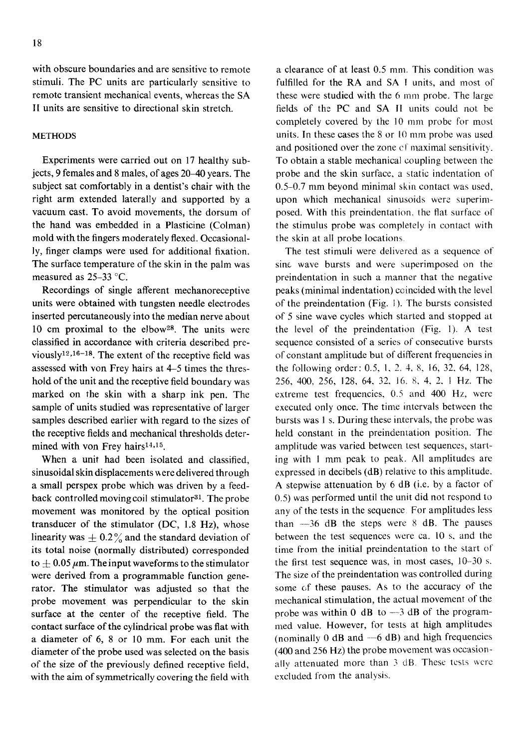with obscure boundaries and are sensitive to remote stimuli. The PC units are particularly sensitive to remote transient mechanical events, whereas the SA II units are sensitive to directional skin stretch.

## METHODS

Experiments were carried out on 17 healthy subjects, 9 females and 8 males, of ages 20–40 years. The subject sat comfortably in a dentist's chair with the right arm extended laterally and supported by a vacuum cast. To avoid movements, the dorsum of the hand was embedded in a Plasticine (Colman) mold with the fingers moderately flexed. Occasionally, finger clamps were used for additional fixation. The surface temperature of the skin in the palm was measured as 25–33 °C.

Recordings of single afferent mechanoreceptive units were obtained with tungsten needle electrodes inserted percutaneously into the median nerve about 10 cm proximal to the elbow[28]. The units were classified in accordance with criteria described previously[12,16–18]. The extent of the receptive field was assessed with von Frey hairs at 4–5 times the threshold of the unit and the receptive field boundary was marked on the skin with a sharp ink pen. The sample of units studied was representative of larger samples described earlier with regard to the sizes of the receptive fields and mechanical thresholds determined with von Frey hairs[14,15].

When a unit had been isolated and classified, sinusoidal skin displacements were delivered through a small perspex probe which was driven by a feedback controlled moving coil stimulator[31]. The probe movement was monitored by the optical position transducer of the stimulator (DC, 1.8 Hz), whose linearity was $\pm$ 0.2% and the standard deviation of its total noise (normally distributed) corresponded to $\pm$ 0.05 $\mu$m. The input waveforms to the stimulator were derived from a programmable function generator. The stimulator was adjusted so that the probe movement was perpendicular to the skin surface at the center of the receptive field. The contact surface of the cylindrical probe was flat with a diameter of 6, 8 or 10 mm. For each unit the diameter of the probe used was selected on the basis of the size of the previously defined receptive field, with the aim of symmetrically covering the field with a clearance of at least 0.5 mm. This condition was fulfilled for the RA and SA I units, and most of these were studied with the 6 mm probe. The large fields of the PC and SA II units could not be completely covered by the 10 mm probe for most units. In these cases the 8 or 10 mm probe was used and positioned over the zone of maximal sensitivity. To obtain a stable mechanical coupling between the probe and the skin surface, a static indentation of 0.5–0.7 mm beyond minimal skin contact was used, upon which mechanical sinusoids were superimposed. With this preindentation, the flat surface of the stimulus probe was completely in contact with the skin at all probe locations.

The test stimuli were delivered as a sequence of sine wave bursts and were superimposed on the preindentation in such a manner that the negative peaks (minimal indentation) coincided with the level of the preindentation (Fig. 1). The bursts consisted of 5 sine wave cycles which started and stopped at the level of the preindentation (Fig. 1). A test sequence consisted of a series of consecutive bursts of constant amplitude but of different frequencies in the following order: 0.5, 1, 2, 4, 8, 16, 32, 64, 128, 256, 400, 256, 128, 64, 32, 16, 8, 4, 2, 1 Hz. The extreme test frequencies, 0.5 and 400 Hz, were executed only once. The time intervals between the bursts was 1 s. During these intervals, the probe was held constant in the preindentation position. The amplitude was varied between test sequences, starting with 1 mm peak to peak. All amplitudes are expressed in decibels (dB) relative to this amplitude. A stepwise attenuation by 6 dB (i.e. by a factor of 0.5) was performed until the unit did not respond to any of the tests in the sequence. For amplitudes less than −36 dB the steps were 8 dB. The pauses between the test sequences were ca. 10 s, and the time from the initial preindentation to the start of the first test sequence was, in most cases, 10–30 s. The size of the preindentation was controlled during some of these pauses. As to the accuracy of the mechanical stimulation, the actual movement of the probe was within 0 dB to −3 dB of the programmed value. However, for tests at high amplitudes (nominally 0 dB and −6 dB) and high frequencies (400 and 256 Hz) the probe movement was occasionally attenuated more than 3 dB. These tests were excluded from the analysis.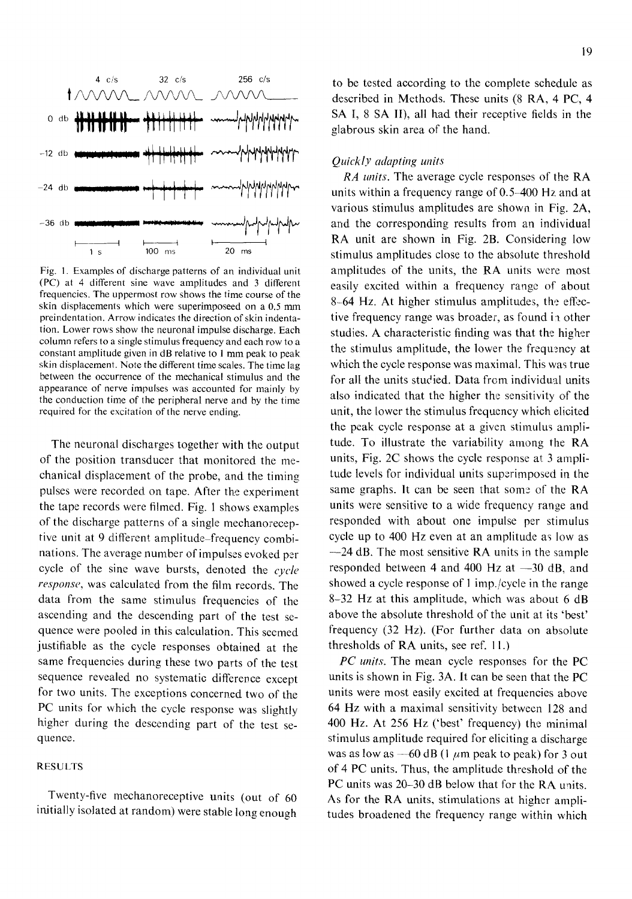Fig. 1. Examples of discharge patterns of an individual unit (PC) at 4 different sine wave amplitudes and 3 different frequencies. The uppermost row shows the time course of the skin displacements which were superimposeed on a 0.5 mm preindentation. Arrow indicates the direction of skin indentation. Lower rows show the neuronal impulse discharge. Each column refers to a single stimulus frequency and each row to a constant amplitude given in dB relative to 1 mm peak to peak skin displacement. Note the different time scales. The time lag between the occurrence of the mechanical stimulus and the appearance of nerve impulses was accounted for mainly by the conduction time of the peripheral nerve and by the time required for the excitation of the nerve ending.

The neuronal discharges together with the output of the position transducer that monitored the mechanical displacement of the probe, and the timing pulses were recorded on tape. After the experiment the tape records were filmed. Fig. 1 shows examples of the discharge patterns of a single mechanoreceptive unit at 9 different amplitude–frequency combinations. The average number of impulses evoked per cycle of the sine wave bursts, denoted the *cycle response*, was calculated from the film records. The data from the same stimulus frequencies of the ascending and the descending part of the test sequence were pooled in this calculation. This seemed justifiable as the cycle responses obtained at the same frequencies during these two parts of the test sequence revealed no systematic difference except for two units. The exceptions concerned two of the PC units for which the cycle response was slightly higher during the descending part of the test sequence.

## RESULTS

Twenty-five mechanoreceptive units (out of 60 initially isolated at random) were stable long enough to be tested according to the complete schedule as described in Methods. These units (8 RA, 4 PC, 4 SA I, 8 SA II), all had their receptive fields in the glabrous skin area of the hand.

### *Quickly adapting units*

*RA units*. The average cycle responses of the RA units within a frequency range of 0.5–400 Hz and at various stimulus amplitudes are shown in Fig. 2A, and the corresponding results from an individual RA unit are shown in Fig. 2B. Considering low stimulus amplitudes close to the absolute threshold amplitudes of the units, the RA units were most easily excited within a frequency range of about 8–64 Hz. At higher stimulus amplitudes, the effective frequency range was broader, as found in other studies. A characteristic finding was that the higher the stimulus amplitude, the lower the frequency at which the cycle response was maximal. This was true for all the units studied. Data from individual units also indicated that the higher the sensitivity of the unit, the lower the stimulus frequency which elicited the peak cycle response at a given stimulus amplitude. To illustrate the variability among the RA units, Fig. 2C shows the cycle response at 3 amplitude levels for individual units superimposed in the same graphs. It can be seen that some of the RA units were sensitive to a wide frequency range and responded with about one impulse per stimulus cycle up to 400 Hz even at an amplitude as low as −24 dB. The most sensitive RA units in the sample responded between 4 and 400 Hz at −30 dB, and showed a cycle response of 1 imp./cycle in the range 8–32 Hz at this amplitude, which was about 6 dB above the absolute threshold of the unit at its 'best' frequency (32 Hz). (For further data on absolute thresholds of RA units, see ref. 11.)

*PC units*. The mean cycle responses for the PC units is shown in Fig. 3A. It can be seen that the PC units were most easily excited at frequencies above 64 Hz with a maximal sensitivity between 128 and 400 Hz. At 256 Hz ('best' frequency) the minimal stimulus amplitude required for eliciting a discharge was as low as −60 dB (1 $\mu$m peak to peak) for 3 out of 4 PC units. Thus, the amplitude threshold of the PC units was 20–30 dB below that for the RA units. As for the RA units, stimulations at higher amplitudes broadened the frequency range within which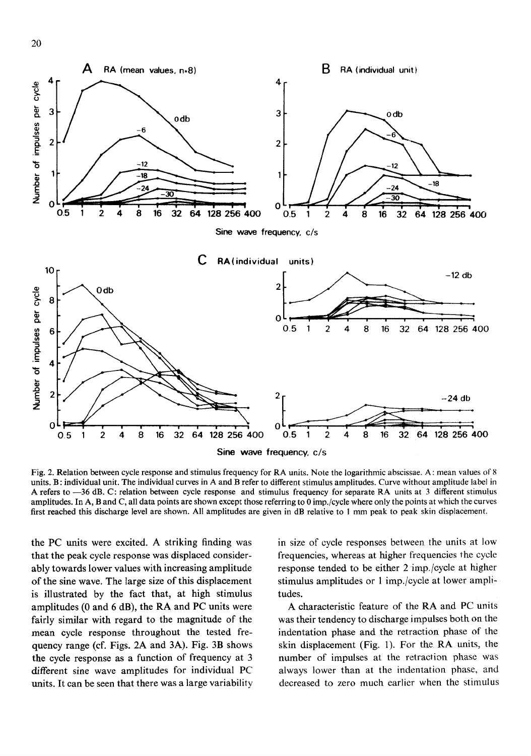Fig. 2. Relation between cycle response and stimulus frequency for RA units. Note the logarithmic abscissae. A: mean values of 8 units. B: individual unit. The individual curves in A and B refer to different stimulus amplitudes. Curve without amplitude label in A refers to —36 dB. C: relation between cycle response and stimulus frequency for separate RA units at 3 different stimulus amplitudes. In A, B and C, all data points are shown except those referring to 0 imp./cycle where only the points at which the curves first reached this discharge level are shown. All amplitudes are given in dB relative to 1 mm peak to peak skin displacement.

the PC units were excited. A striking finding was that the peak cycle response was displaced considerably towards lower values with increasing amplitude of the sine wave. The large size of this displacement is illustrated by the fact that, at high stimulus amplitudes (0 and 6 dB), the RA and PC units were fairly similar with regard to the magnitude of the mean cycle response throughout the tested frequency range (cf. Figs. 2A and 3A). Fig. 3B shows the cycle response as a function of frequency at 3 different sine wave amplitudes for individual PC units. It can be seen that there was a large variability in size of cycle responses between the units at low frequencies, whereas at higher frequencies the cycle response tended to be either 2 imp./cycle at higher stimulus amplitudes or 1 imp./cycle at lower amplitudes.

A characteristic feature of the RA and PC units was their tendency to discharge impulses both on the indentation phase and the retraction phase of the skin displacement (Fig. 1). For the RA units, the number of impulses at the retraction phase was always lower than at the indentation phase, and decreased to zero much earlier when the stimulus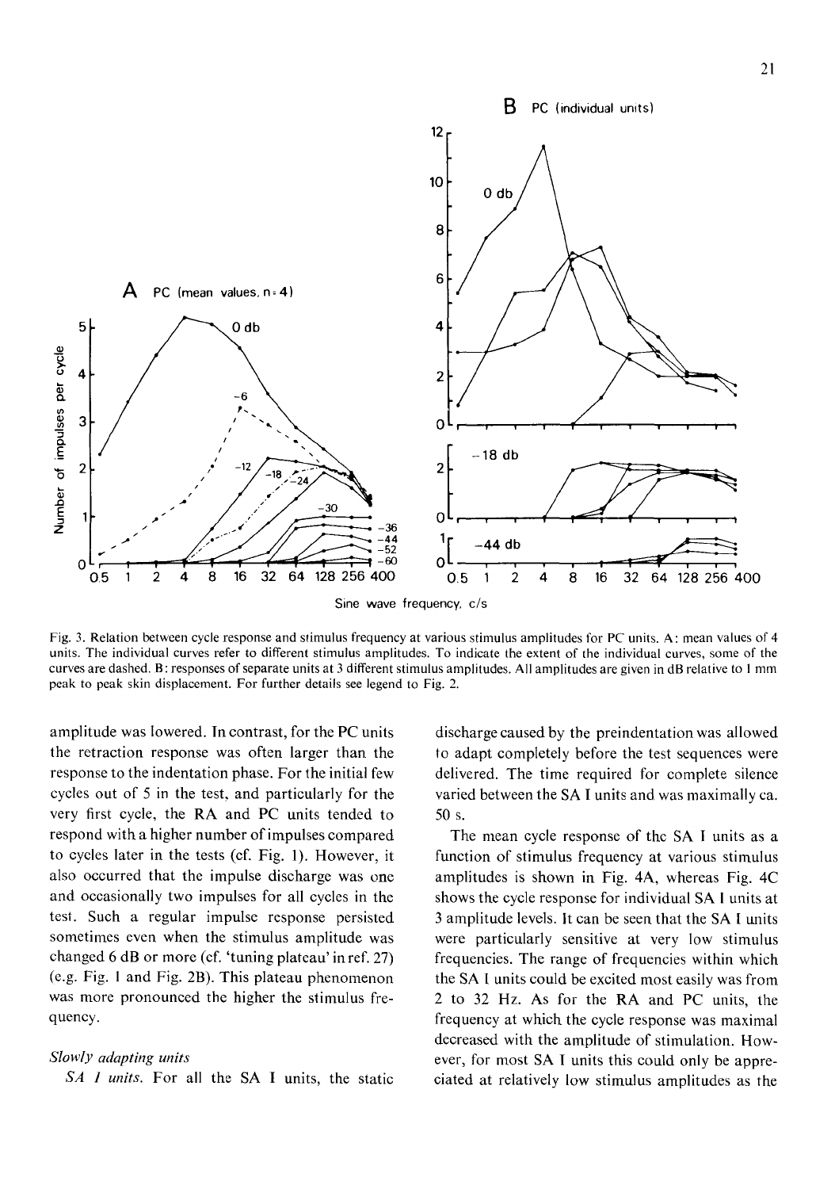Fig. 3. Relation between cycle response and stimulus frequency at various stimulus amplitudes for PC units. A: mean values of 4 units. The individual curves refer to different stimulus amplitudes. To indicate the extent of the individual curves, some of the curves are dashed. B: responses of separate units at 3 different stimulus amplitudes. All amplitudes are given in dB relative to 1 mm peak to peak skin displacement. For further details see legend to Fig. 2.

amplitude was lowered. In contrast, for the PC units the retraction response was often larger than the response to the indentation phase. For the initial few cycles out of 5 in the test, and particularly for the very first cycle, the RA and PC units tended to respond with a higher number of impulses compared to cycles later in the tests (cf. Fig. 1). However, it also occurred that the impulse discharge was one and occasionally two impulses for all cycles in the test. Such a regular impulse response persisted sometimes even when the stimulus amplitude was changed 6 dB or more (cf. 'tuning plateau' in ref. 27) (e.g. Fig. 1 and Fig. 2B). This plateau phenomenon was more pronounced the higher the stimulus frequency.

### *Slowly adapting units*

*SA I units.* For all the SA I units, the static discharge caused by the preindentation was allowed to adapt completely before the test sequences were delivered. The time required for complete silence varied between the SA I units and was maximally ca. 50 s.

The mean cycle response of the SA I units as a function of stimulus frequency at various stimulus amplitudes is shown in Fig. 4A, whereas Fig. 4C shows the cycle response for individual SA I units at 3 amplitude levels. It can be seen that the SA I units were particularly sensitive at very low stimulus frequencies. The range of frequencies within which the SA I units could be excited most easily was from 2 to 32 Hz. As for the RA and PC units, the frequency at which the cycle response was maximal decreased with the amplitude of stimulation. However, for most SA I units this could only be appreciated at relatively low stimulus amplitudes as the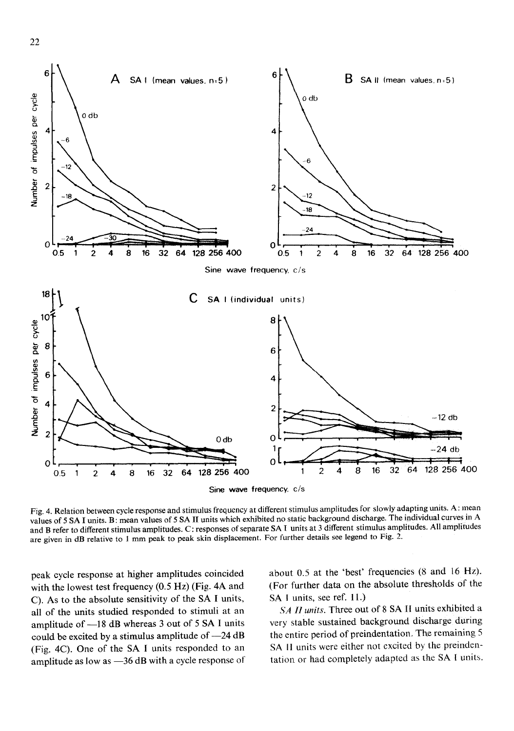Fig. 4. Relation between cycle response and stimulus frequency at different stimulus amplitudes for slowly adapting units. A: mean values of 5 SA I units. B: mean values of 5 SA II units which exhibited no static background discharge. The individual curves in A and B refer to different stimulus amplitudes. C: responses of separate SA I units at 3 different stimulus amplitudes. All amplitudes are given in dB relative to 1 mm peak to peak skin displacement. For further details see legend to Fig. 2.

peak cycle response at higher amplitudes coincided with the lowest test frequency (0.5 Hz) (Fig. 4A and C). As to the absolute sensitivity of the SA I units, all of the units studied responded to stimuli at an amplitude of —18 dB whereas 3 out of 5 SA I units could be excited by a stimulus amplitude of —24 dB (Fig. 4C). One of the SA I units responded to an amplitude as low as —36 dB with a cycle response of about 0.5 at the 'best' frequencies (8 and 16 Hz). (For further data on the absolute thresholds of the SA I units, see ref. 11.)

*SA II units.* Three out of 8 SA II units exhibited a very stable sustained background discharge during the entire period of preindentation. The remaining 5 SA II units were either not excited by the preindentation or had completely adapted as the SA I units.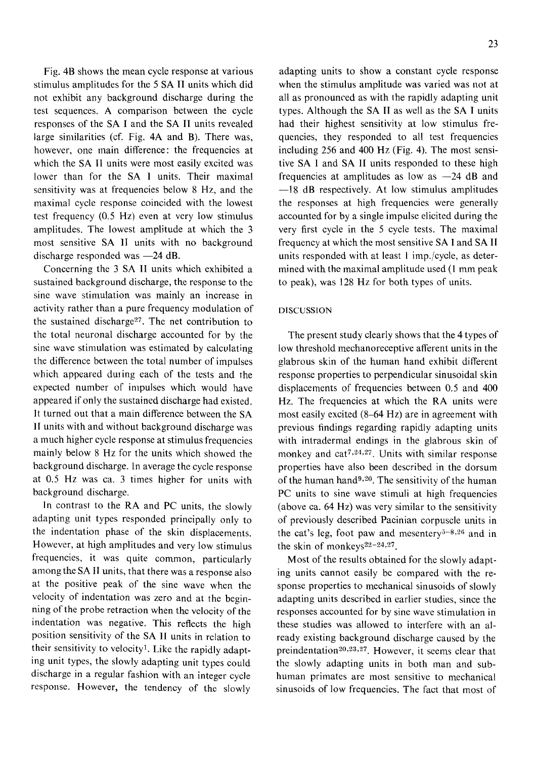Fig. 4B shows the mean cycle response at various stimulus amplitudes for the 5 SA II units which did not exhibit any background discharge during the test sequences. A comparison between the cycle responses of the SA I and the SA II units revealed large similarities (cf. Fig. 4A and B). There was, however, one main difference: the frequencies at which the SA II units were most easily excited was lower than for the SA I units. Their maximal sensitivity was at frequencies below 8 Hz, and the maximal cycle response coincided with the lowest test frequency (0.5 Hz) even at very low stimulus amplitudes. The lowest amplitude at which the 3 most sensitive SA II units with no background discharge responded was —24 dB.

Concerning the 3 SA II units which exhibited a sustained background discharge, the response to the sine wave stimulation was mainly an increase in activity rather than a pure frequency modulation of the sustained discharge[27]. The net contribution to the total neuronal discharge accounted for by the sine wave stimulation was estimated by calculating the difference between the total number of impulses which appeared during each of the tests and the expected number of impulses which would have appeared if only the sustained discharge had existed. It turned out that a main difference between the SA II units with and without background discharge was a much higher cycle response at stimulus frequencies mainly below 8 Hz for the units which showed the background discharge. In average the cycle response at 0.5 Hz was ca. 3 times higher for units with background discharge.

In contrast to the RA and PC units, the slowly adapting unit types responded principally only to the indentation phase of the skin displacements. However, at high amplitudes and very low stimulus frequencies, it was quite common, particularly among the SA II units, that there was a response also at the positive peak of the sine wave when the velocity of indentation was zero and at the beginning of the probe retraction when the velocity of the indentation was negative. This reflects the high position sensitivity of the SA II units in relation to their sensitivity to velocity[1]. Like the rapidly adapting unit types, the slowly adapting unit types could discharge in a regular fashion with an integer cycle response. However, the tendency of the slowly adapting units to show a constant cycle response when the stimulus amplitude was varied was not at all as pronounced as with the rapidly adapting unit types. Although the SA II as well as the SA I units had their highest sensitivity at low stimulus frequencies, they responded to all test frequencies including 256 and 400 Hz (Fig. 4). The most sensitive SA I and SA II units responded to these high frequencies at amplitudes as low as —24 dB and —18 dB respectively. At low stimulus amplitudes the responses at high frequencies were generally accounted for by a single impulse elicited during the very first cycle in the 5 cycle tests. The maximal frequency at which the most sensitive SA I and SA II units responded with at least 1 imp./cycle, as determined with the maximal amplitude used (1 mm peak to peak), was 128 Hz for both types of units.

## DISCUSSION

The present study clearly shows that the 4 types of low threshold mechanoreceptive afferent units in the glabrous skin of the human hand exhibit different response properties to perpendicular sinusoidal skin displacements of frequencies between 0.5 and 400 Hz. The frequencies at which the RA units were most easily excited (8–64 Hz) are in agreement with previous findings regarding rapidly adapting units with intradermal endings in the glabrous skin of monkey and cat[7,24,27]. Units with similar response properties have also been described in the dorsum of the human hand[9,20]. The sensitivity of the human PC units to sine wave stimuli at high frequencies (above ca. 64 Hz) was very similar to the sensitivity of previously described Pacinian corpuscle units in the cat's leg, foot paw and mesentery[5–8,26] and in the skin of monkeys[22–24,27].

Most of the results obtained for the slowly adapting units cannot easily be compared with the response properties to mechanical sinusoids of slowly adapting units described in earlier studies, since the responses accounted for by sine wave stimulation in these studies was allowed to interfere with an already existing background discharge caused by the preindentation[20,23,27]. However, it seems clear that the slowly adapting units in both man and subhuman primates are most sensitive to mechanical sinusoids of low frequencies. The fact that most of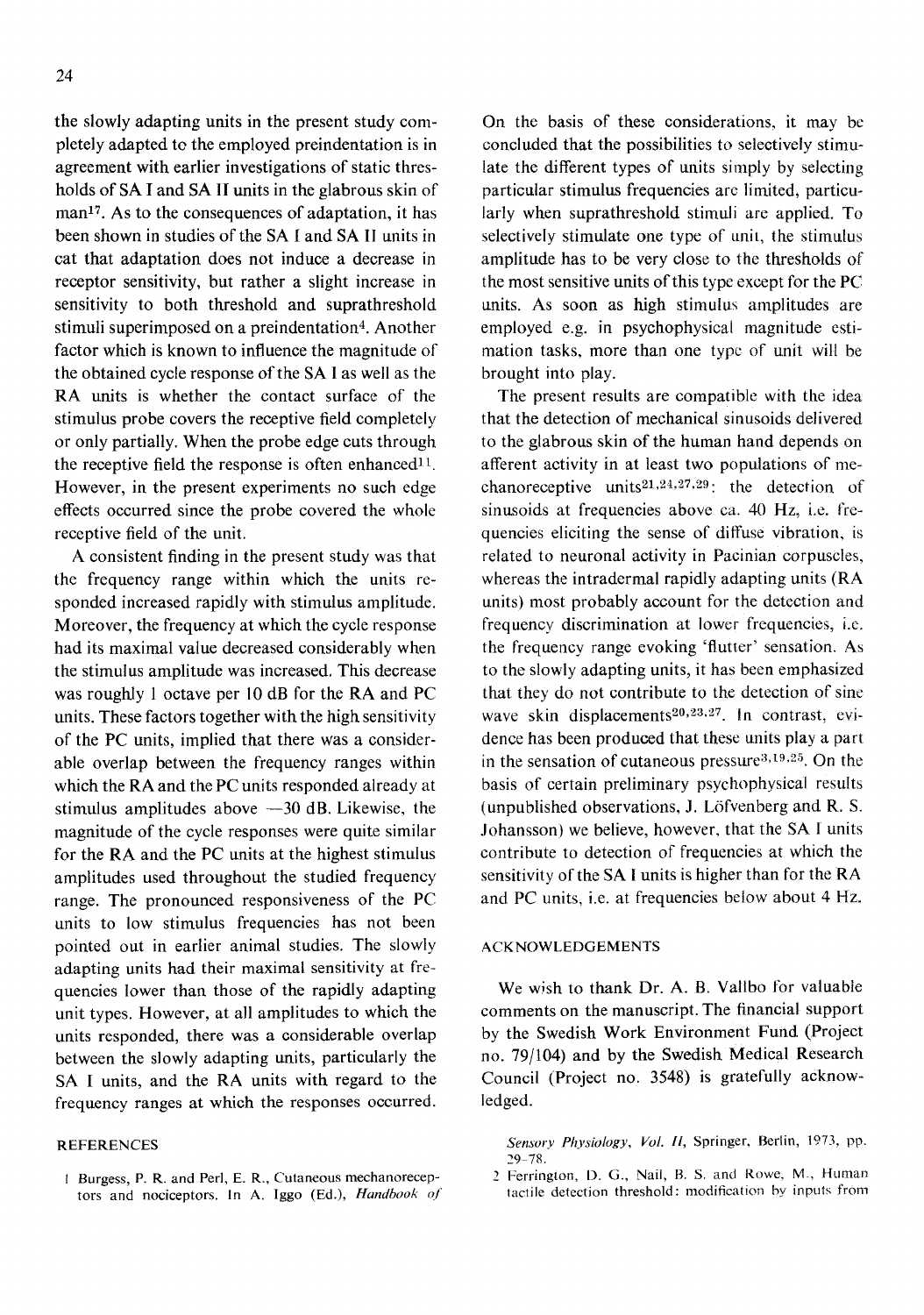the slowly adapting units in the present study completely adapted to the employed preindentation is in agreement with earlier investigations of static thresholds of SA I and SA II units in the glabrous skin of man[17]. As to the consequences of adaptation, it has been shown in studies of the SA I and SA II units in cat that adaptation does not induce a decrease in receptor sensitivity, but rather a slight increase in sensitivity to both threshold and suprathreshold stimuli superimposed on a preindentation[4]. Another factor which is known to influence the magnitude of the obtained cycle response of the SA I as well as the RA units is whether the contact surface of the stimulus probe covers the receptive field completely or only partially. When the probe edge cuts through the receptive field the response is often enhanced[11]. However, in the present experiments no such edge effects occurred since the probe covered the whole receptive field of the unit.

A consistent finding in the present study was that the frequency range within which the units responded increased rapidly with stimulus amplitude. Moreover, the frequency at which the cycle response had its maximal value decreased considerably when the stimulus amplitude was increased. This decrease was roughly 1 octave per 10 dB for the RA and PC units. These factors together with the high sensitivity of the PC units, implied that there was a considerable overlap between the frequency ranges within which the RA and the PC units responded already at stimulus amplitudes above −30 dB. Likewise, the magnitude of the cycle responses were quite similar for the RA and the PC units at the highest stimulus amplitudes used throughout the studied frequency range. The pronounced responsiveness of the PC units to low stimulus frequencies has not been pointed out in earlier animal studies. The slowly adapting units had their maximal sensitivity at frequencies lower than those of the rapidly adapting unit types. However, at all amplitudes to which the units responded, there was a considerable overlap between the slowly adapting units, particularly the SA I units, and the RA units with regard to the frequency ranges at which the responses occurred.

On the basis of these considerations, it may be concluded that the possibilities to selectively stimulate the different types of units simply by selecting particular stimulus frequencies are limited, particularly when suprathreshold stimuli are applied. To selectively stimulate one type of unit, the stimulus amplitude has to be very close to the thresholds of the most sensitive units of this type except for the PC units. As soon as high stimulus amplitudes are employed e.g. in psychophysical magnitude estimation tasks, more than one type of unit will be brought into play.

The present results are compatible with the idea that the detection of mechanical sinusoids delivered to the glabrous skin of the human hand depends on afferent activity in at least two populations of mechanoreceptive units[21,24,27,29]: the detection of sinusoids at frequencies above ca. 40 Hz, i.e. frequencies eliciting the sense of diffuse vibration, is related to neuronal activity in Pacinian corpuscles, whereas the intradermal rapidly adapting units (RA units) most probably account for the detection and frequency discrimination at lower frequencies, i.e. the frequency range evoking 'flutter' sensation. As to the slowly adapting units, it has been emphasized that they do not contribute to the detection of sine wave skin displacements[20,23,27]. In contrast, evidence has been produced that these units play a part in the sensation of cutaneous pressure[3,19,25]. On the basis of certain preliminary psychophysical results (unpublished observations, J. Löfvenberg and R. S. Johansson) we believe, however, that the SA I units contribute to detection of frequencies at which the sensitivity of the SA I units is higher than for the RA and PC units, i.e. at frequencies below about 4 Hz.

## ACKNOWLEDGEMENTS

We wish to thank Dr. A. B. Vallbo for valuable comments on the manuscript. The financial support by the Swedish Work Environment Fund (Project no. 79/104) and by the Swedish Medical Research Council (Project no. 3548) is gratefully acknowledged.

## REFERENCES

1 Burgess, P. R. and Perl, E. R., Cutaneous mechanoreceptors and nociceptors. In A. Iggo (Ed.), *Handbook of Sensory Physiology, Vol. II*, Springer, Berlin, 1973, pp. 29–78.

2 Ferrington, D. G., Nail, B. S. and Rowe, M., Human tactile detection threshold: modification by inputs from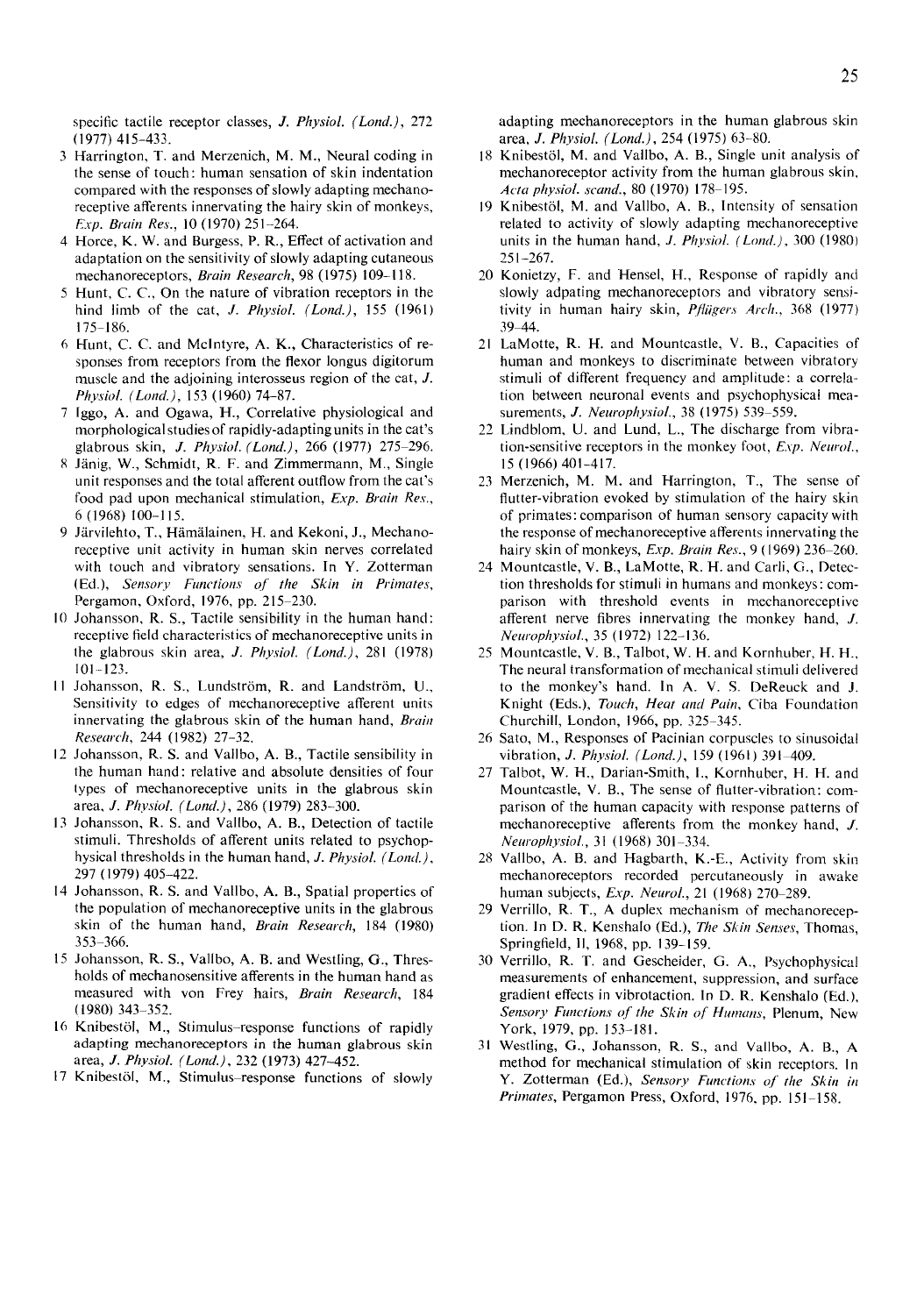specific tactile receptor classes, *J. Physiol. (Lond.)*, 272 (1977) 415–433.

3 Harrington, T. and Merzenich, M. M., Neural coding in the sense of touch: human sensation of skin indentation compared with the responses of slowly adapting mechanoreceptive afferents innervating the hairy skin of monkeys, *Exp. Brain Res.*, 10 (1970) 251–264.

4 Horce, K. W. and Burgess, P. R., Effect of activation and adaptation on the sensitivity of slowly adapting cutaneous mechanoreceptors, *Brain Research*, 98 (1975) 109–118.

5 Hunt, C. C., On the nature of vibration receptors in the hind limb of the cat, *J. Physiol. (Lond.)*, 155 (1961) 175–186.

6 Hunt, C. C. and McIntyre, A. K., Characteristics of responses from receptors from the flexor longus digitorum muscle and the adjoining interosseus region of the cat, *J. Physiol. (Lond.)*, 153 (1960) 74–87.

7 Iggo, A. and Ogawa, H., Correlative physiological and morphological studies of rapidly-adapting units in the cat's glabrous skin, *J. Physiol. (Lond.)*, 266 (1977) 275–296.

8 Jänig, W., Schmidt, R. F. and Zimmermann, M., Single unit responses and the total afferent outflow from the cat's food pad upon mechanical stimulation, *Exp. Brain Res.*, 6 (1968) 100–115.

9 Järvilehto, T., Hämäläinen, H. and Kekoni, J., Mechanoreceptive unit activity in human skin nerves correlated with touch and vibratory sensations. In Y. Zotterman (Ed.), *Sensory Functions of the Skin in Primates*, Pergamon, Oxford, 1976, pp. 215–230.

10 Johansson, R. S., Tactile sensibility in the human hand: receptive field characteristics of mechanoreceptive units in the glabrous skin area, *J. Physiol. (Lond.)*, 281 (1978) 101–123.

11 Johansson, R. S., Lundström, R. and Landström, U., Sensitivity to edges of mechanoreceptive afferent units innervating the glabrous skin of the human hand, *Brain Research*, 244 (1982) 27–32.

12 Johansson, R. S. and Vallbo, A. B., Tactile sensibility in the human hand: relative and absolute densities of four types of mechanoreceptive units in the glabrous skin area, *J. Physiol. (Lond.)*, 286 (1979) 283–300.

13 Johansson, R. S. and Vallbo, A. B., Detection of tactile stimuli. Thresholds of afferent units related to psychophysical thresholds in the human hand, *J. Physiol. (Lond.)*, 297 (1979) 405–422.

14 Johansson, R. S. and Vallbo, A. B., Spatial properties of the population of mechanoreceptive units in the glabrous skin of the human hand, *Brain Research*, 184 (1980) 353–366.

15 Johansson, R. S., Vallbo, A. B. and Westling, G., Thresholds of mechanosensitive afferents in the human hand as measured with von Frey hairs, *Brain Research*, 184 (1980) 343–352.

16 Knibestöl, M., Stimulus–response functions of rapidly adapting mechanoreceptors in the human glabrous skin area, *J. Physiol. (Lond.)*, 232 (1973) 427–452.

17 Knibestöl, M., Stimulus–response functions of slowly adapting mechanoreceptors in the human glabrous skin area, *J. Physiol. (Lond.)*, 254 (1975) 63–80.

18 Knibestöl, M. and Vallbo, A. B., Single unit analysis of mechanoreceptor activity from the human glabrous skin, *Acta physiol. scand.*, 80 (1970) 178–195.

19 Knibestöl, M. and Vallbo, A. B., Intensity of sensation related to activity of slowly adapting mechanoreceptive units in the human hand, *J. Physiol. (Lond.)*, 300 (1980) 251–267.

20 Konietzy, F. and Hensel, H., Response of rapidly and slowly adpating mechanoreceptors and vibratory sensitivity in human hairy skin, *Pflügers Arch.*, 368 (1977) 39–44.

21 LaMotte, R. H. and Mountcastle, V. B., Capacities of human and monkeys to discriminate between vibratory stimuli of different frequency and amplitude: a correlation between neuronal events and psychophysical measurements, *J. Neurophysiol.*, 38 (1975) 539–559.

22 Lindblom, U. and Lund, L., The discharge from vibration-sensitive receptors in the monkey foot, *Exp. Neurol.*, 15 (1966) 401–417.

23 Merzenich, M. M. and Harrington, T., The sense of flutter-vibration evoked by stimulation of the hairy skin of primates: comparison of human sensory capacity with the response of mechanoreceptive afferents innervating the hairy skin of monkeys, *Exp. Brain Res.*, 9 (1969) 236–260.

24 Mountcastle, V. B., LaMotte, R. H. and Carli, G., Detection thresholds for stimuli in humans and monkeys: comparison with threshold events in mechanoreceptive afferent nerve fibres innervating the monkey hand, *J. Neurophysiol.*, 35 (1972) 122–136.

25 Mountcastle, V. B., Talbot, W. H. and Kornhuber, H. H., The neural transformation of mechanical stimuli delivered to the monkey's hand. In A. V. S. DeReuck and J. Knight (Eds.), *Touch, Heat and Pain*, Ciba Foundation Churchill, London, 1966, pp. 325–345.

26 Sato, M., Responses of Pacinian corpuscles to sinusoidal vibration, *J. Physiol. (Lond.)*, 159 (1961) 391–409.

27 Talbot, W. H., Darian-Smith, I., Kornhuber, H. H. and Mountcastle, V. B., The sense of flutter-vibration: comparison of the human capacity with response patterns of mechanoreceptive afferents from the monkey hand, *J. Neurophysiol.*, 31 (1968) 301–334.

28 Vallbo, A. B. and Hagbarth, K.-E., Activity from skin mechanoreceptors recorded percutaneously in awake human subjects, *Exp. Neurol.*, 21 (1968) 270–289.

29 Verrillo, R. T., A duplex mechanism of mechanoreception. In D. R. Kenshalo (Ed.), *The Skin Senses*, Thomas, Springfield, Il, 1968, pp. 139–159.

30 Verrillo, R. T. and Gescheider, G. A., Psychophysical measurements of enhancement, suppression, and surface gradient effects in vibrotaction. In D. R. Kenshalo (Ed.), *Sensory Functions of the Skin of Humans*, Plenum, New York, 1979, pp. 153–181.

31 Westling, G., Johansson, R. S., and Vallbo, A. B., A method for mechanical stimulation of skin receptors. In Y. Zotterman (Ed.), *Sensory Functions of the Skin in Primates*, Pergamon Press, Oxford, 1976, pp. 151–158.